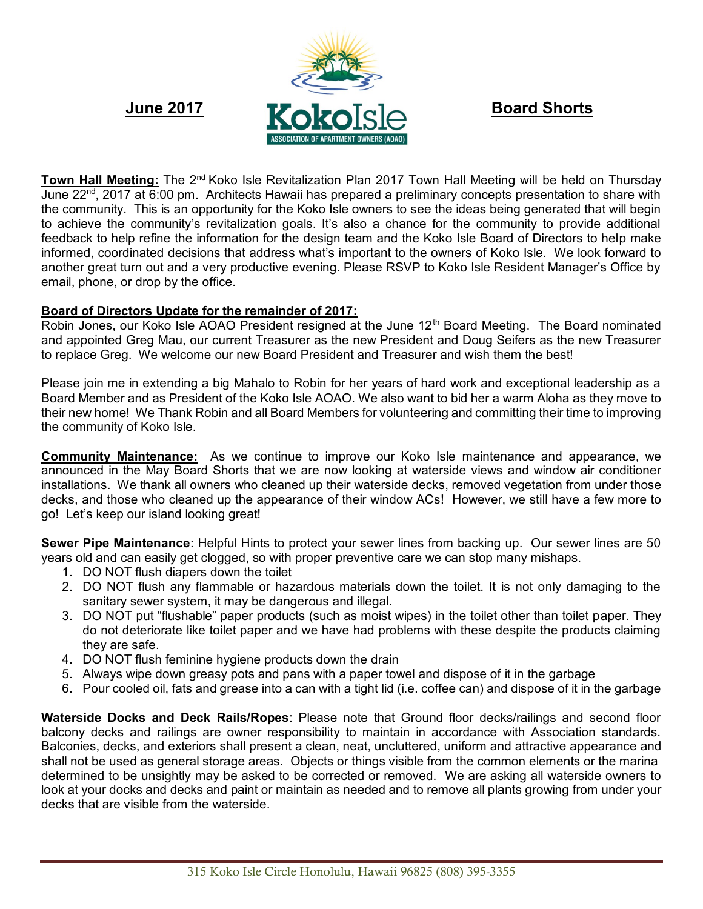**June 2017**

KokoIsle

ASSOCIATION OF APARTMENT OWNERS (AOAO)

**Board Shorts**

**Town Hall Meeting:** The 2nd Koko Isle Revitalization Plan 2017 Town Hall Meeting will be held on Thursday June 22nd, 2017 at 6:00 pm. Architects Hawaii has prepared a preliminary concepts presentation to share with the community. This is an opportunity for the Koko Isle owners to see the ideas being generated that will begin to achieve the community's revitalization goals. It's also a chance for the community to provide additional feedback to help refine the information for the design team and the Koko Isle Board of Directors to help make informed, coordinated decisions that address what's important to the owners of Koko Isle. We look forward to another great turn out and a very productive evening. Please RSVP to Koko Isle Resident Manager's Office by email, phone, or drop by the office.

**Board of Directors Update for the remainder of 2017:**
Robin Jones, our Koko Isle AOAO President resigned at the June 12th Board Meeting. The Board nominated and appointed Greg Mau, our current Treasurer as the new President and Doug Seifers as the new Treasurer to replace Greg. We welcome our new Board President and Treasurer and wish them the best!

Please join me in extending a big Mahalo to Robin for her years of hard work and exceptional leadership as a Board Member and as President of the Koko Isle AOAO. We also want to bid her a warm Aloha as they move to their new home! We Thank Robin and all Board Members for volunteering and committing their time to improving the community of Koko Isle.

**Community Maintenance:** As we continue to improve our Koko Isle maintenance and appearance, we announced in the May Board Shorts that we are now looking at waterside views and window air conditioner installations. We thank all owners who cleaned up their waterside decks, removed vegetation from under those decks, and those who cleaned up the appearance of their window ACs! However, we still have a few more to go! Let's keep our island looking great!

**Sewer Pipe Maintenance**: Helpful Hints to protect your sewer lines from backing up. Our sewer lines are 50 years old and can easily get clogged, so with proper preventive care we can stop many mishaps.

1. DO NOT flush diapers down the toilet
2. DO NOT flush any flammable or hazardous materials down the toilet. It is not only damaging to the sanitary sewer system, it may be dangerous and illegal.
3. DO NOT put "flushable" paper products (such as moist wipes) in the toilet other than toilet paper. They do not deteriorate like toilet paper and we have had problems with these despite the products claiming they are safe.
4. DO NOT flush feminine hygiene products down the drain
5. Always wipe down greasy pots and pans with a paper towel and dispose of it in the garbage
6. Pour cooled oil, fats and grease into a can with a tight lid (i.e. coffee can) and dispose of it in the garbage

**Waterside Docks and Deck Rails/Ropes**: Please note that Ground floor decks/railings and second floor balcony decks and railings are owner responsibility to maintain in accordance with Association standards. Balconies, decks, and exteriors shall present a clean, neat, uncluttered, uniform and attractive appearance and shall not be used as general storage areas. Objects or things visible from the common elements or the marina determined to be unsightly may be asked to be corrected or removed. We are asking all waterside owners to look at your docks and decks and paint or maintain as needed and to remove all plants growing from under your decks that are visible from the waterside.

315 Koko Isle Circle Honolulu, Hawaii 96825 (808) 395-3355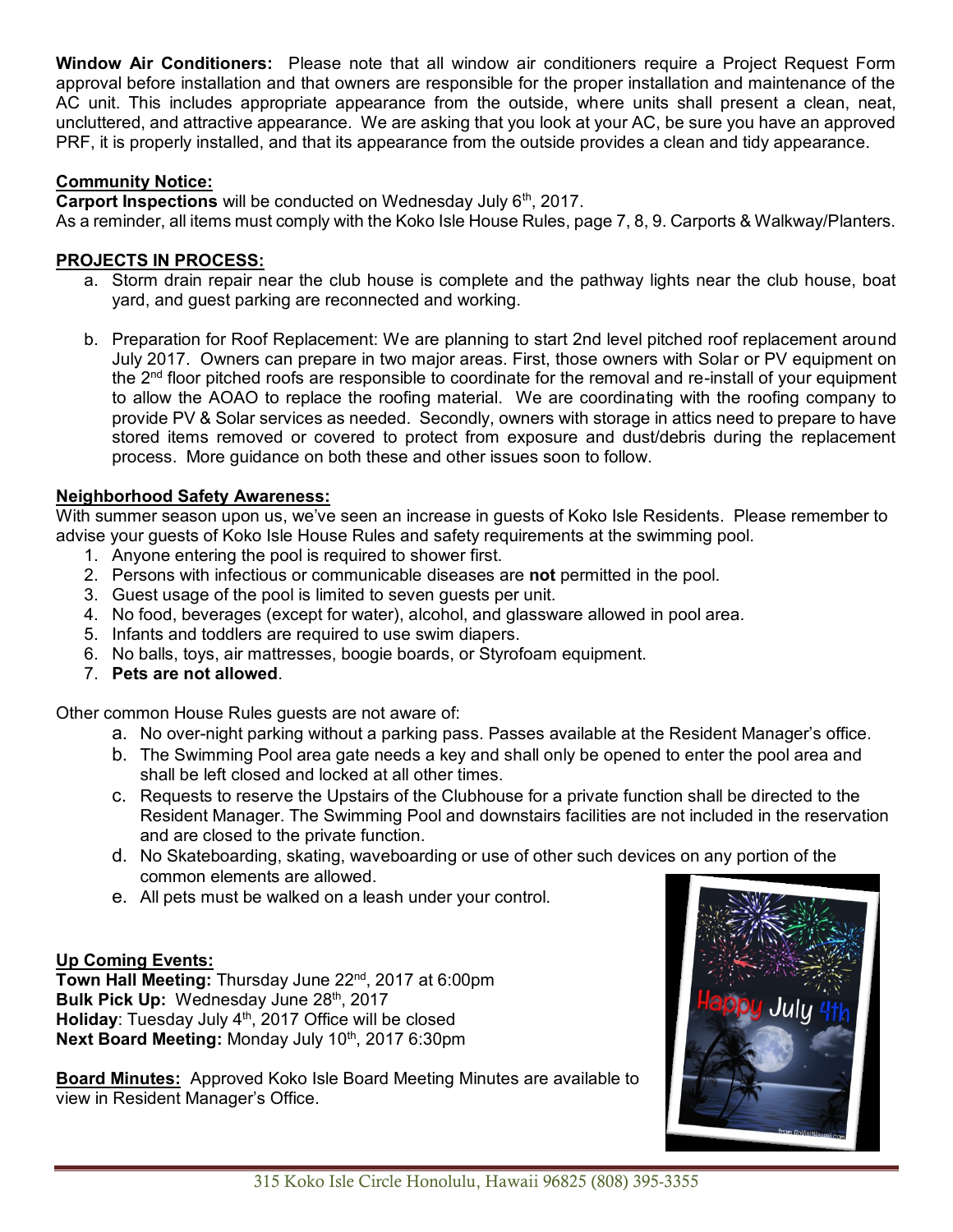**Window Air Conditioners:** Please note that all window air conditioners require a Project Request Form approval before installation and that owners are responsible for the proper installation and maintenance of the AC unit. This includes appropriate appearance from the outside, where units shall present a clean, neat, uncluttered, and attractive appearance. We are asking that you look at your AC, be sure you have an approved PRF, it is properly installed, and that its appearance from the outside provides a clean and tidy appearance.

**Community Notice:**

**Carport Inspections** will be conducted on Wednesday July 6th, 2017.
As a reminder, all items must comply with the Koko Isle House Rules, page 7, 8, 9. Carports & Walkway/Planters.

**PROJECTS IN PROCESS:**

a. Storm drain repair near the club house is complete and the pathway lights near the club house, boat yard, and guest parking are reconnected and working.

b. Preparation for Roof Replacement: We are planning to start 2nd level pitched roof replacement around July 2017. Owners can prepare in two major areas. First, those owners with Solar or PV equipment on the 2nd floor pitched roofs are responsible to coordinate for the removal and re-install of your equipment to allow the AOAO to replace the roofing material. We are coordinating with the roofing company to provide PV & Solar services as needed. Secondly, owners with storage in attics need to prepare to have stored items removed or covered to protect from exposure and dust/debris during the replacement process. More guidance on both these and other issues soon to follow.

**Neighborhood Safety Awareness:**

With summer season upon us, we've seen an increase in guests of Koko Isle Residents. Please remember to advise your guests of Koko Isle House Rules and safety requirements at the swimming pool.

1. Anyone entering the pool is required to shower first.
2. Persons with infectious or communicable diseases are **not** permitted in the pool.
3. Guest usage of the pool is limited to seven guests per unit.
4. No food, beverages (except for water), alcohol, and glassware allowed in pool area.
5. Infants and toddlers are required to use swim diapers.
6. No balls, toys, air mattresses, boogie boards, or Styrofoam equipment.
7. **Pets are not allowed**.

Other common House Rules guests are not aware of:

a. No over-night parking without a parking pass. Passes available at the Resident Manager's office.
b. The Swimming Pool area gate needs a key and shall only be opened to enter the pool area and shall be left closed and locked at all other times.
c. Requests to reserve the Upstairs of the Clubhouse for a private function shall be directed to the Resident Manager. The Swimming Pool and downstairs facilities are not included in the reservation and are closed to the private function.
d. No Skateboarding, skating, waveboarding or use of other such devices on any portion of the common elements are allowed.
e. All pets must be walked on a leash under your control.

**Up Coming Events:**

**Town Hall Meeting:** Thursday June 22nd, 2017 at 6:00pm
**Bulk Pick Up:** Wednesday June 28th, 2017
**Holiday**: Tuesday July 4th, 2017 Office will be closed
**Next Board Meeting:** Monday July 10th, 2017 6:30pm

**Board Minutes:** Approved Koko Isle Board Meeting Minutes are available to view in Resident Manager's Office.

Happy July 4th

315 Koko Isle Circle Honolulu, Hawaii 96825 (808) 395-3355